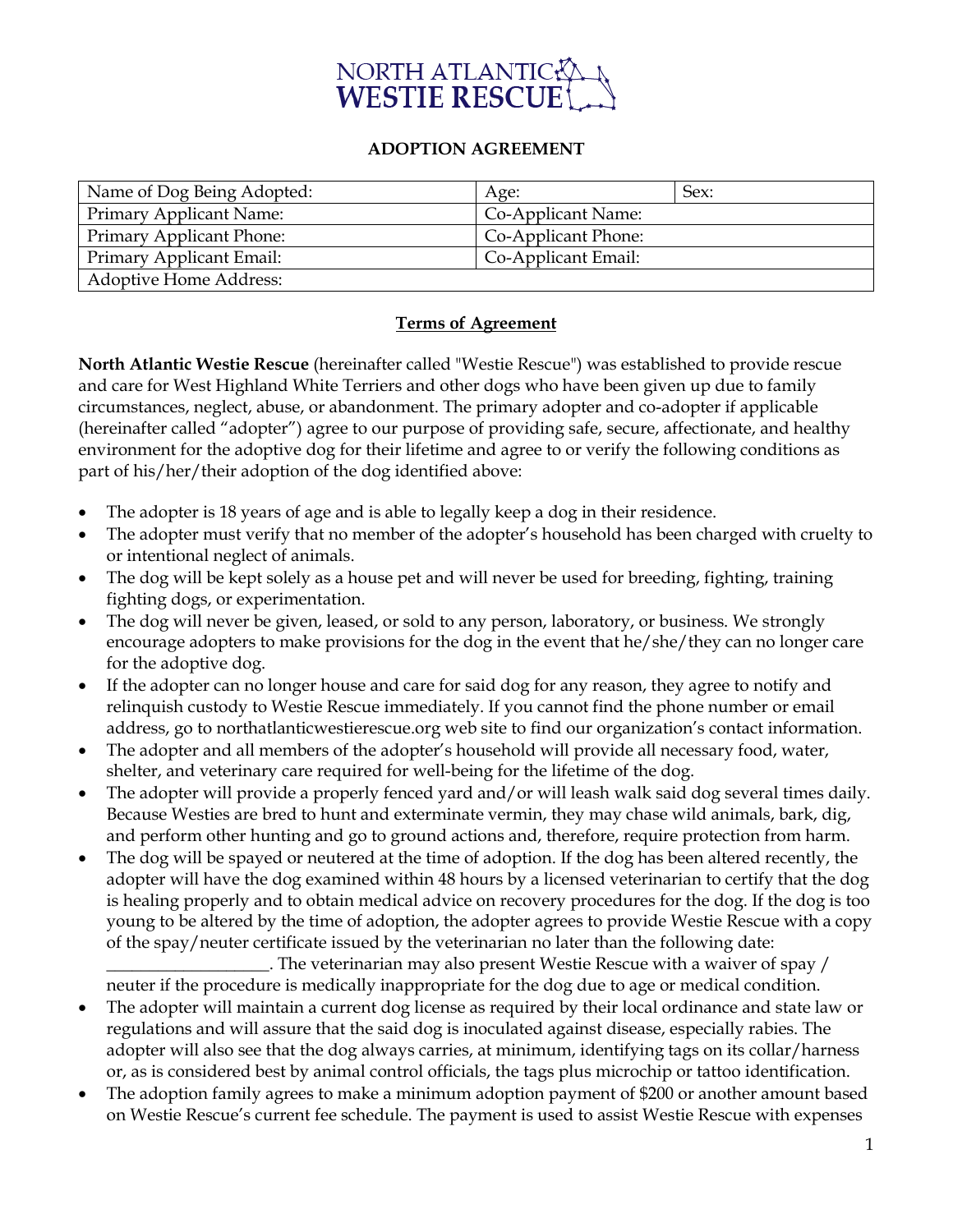# NORTH ATLANTIC WESTIE RESCUE

## ADOPTION AGREEMENT

| Name of Dog Being Adopted: | Age: | Sex: |
|---|---|---|
| Primary Applicant Name: | Co-Applicant Name: | |
| Primary Applicant Phone: | Co-Applicant Phone: | |
| Primary Applicant Email: | Co-Applicant Email: | |
| Adoptive Home Address: | | |

### Terms of Agreement

**North Atlantic Westie Rescue** (hereinafter called "Westie Rescue") was established to provide rescue and care for West Highland White Terriers and other dogs who have been given up due to family circumstances, neglect, abuse, or abandonment. The primary adopter and co-adopter if applicable (hereinafter called "adopter") agree to our purpose of providing safe, secure, affectionate, and healthy environment for the adoptive dog for their lifetime and agree to or verify the following conditions as part of his/her/their adoption of the dog identified above:

- The adopter is 18 years of age and is able to legally keep a dog in their residence.
- The adopter must verify that no member of the adopter's household has been charged with cruelty to or intentional neglect of animals.
- The dog will be kept solely as a house pet and will never be used for breeding, fighting, training fighting dogs, or experimentation.
- The dog will never be given, leased, or sold to any person, laboratory, or business. We strongly encourage adopters to make provisions for the dog in the event that he/she/they can no longer care for the adoptive dog.
- If the adopter can no longer house and care for said dog for any reason, they agree to notify and relinquish custody to Westie Rescue immediately. If you cannot find the phone number or email address, go to northatlanticwestierescue.org web site to find our organization's contact information.
- The adopter and all members of the adopter's household will provide all necessary food, water, shelter, and veterinary care required for well-being for the lifetime of the dog.
- The adopter will provide a properly fenced yard and/or will leash walk said dog several times daily. Because Westies are bred to hunt and exterminate vermin, they may chase wild animals, bark, dig, and perform other hunting and go to ground actions and, therefore, require protection from harm.
- The dog will be spayed or neutered at the time of adoption. If the dog has been altered recently, the adopter will have the dog examined within 48 hours by a licensed veterinarian to certify that the dog is healing properly and to obtain medical advice on recovery procedures for the dog. If the dog is too young to be altered by the time of adoption, the adopter agrees to provide Westie Rescue with a copy of the spay/neuter certificate issued by the veterinarian no later than the following date: ___________________. The veterinarian may also present Westie Rescue with a waiver of spay / neuter if the procedure is medically inappropriate for the dog due to age or medical condition.
- The adopter will maintain a current dog license as required by their local ordinance and state law or regulations and will assure that the said dog is inoculated against disease, especially rabies. The adopter will also see that the dog always carries, at minimum, identifying tags on its collar/harness or, as is considered best by animal control officials, the tags plus microchip or tattoo identification.
- The adoption family agrees to make a minimum adoption payment of $200 or another amount based on Westie Rescue's current fee schedule. The payment is used to assist Westie Rescue with expenses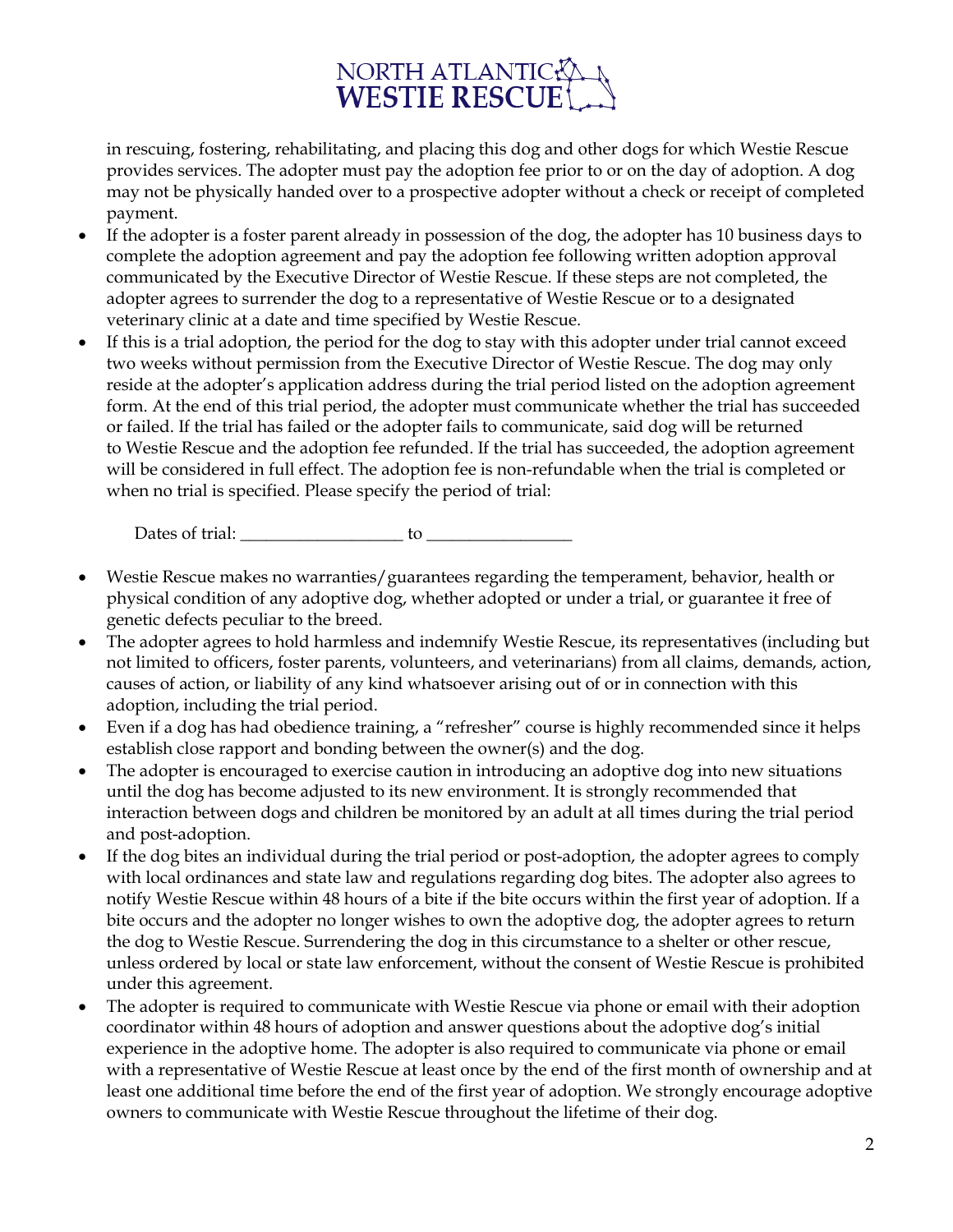in rescuing, fostering, rehabilitating, and placing this dog and other dogs for which Westie Rescue provides services. The adopter must pay the adoption fee prior to or on the day of adoption. A dog may not be physically handed over to a prospective adopter without a check or receipt of completed payment.

- If the adopter is a foster parent already in possession of the dog, the adopter has 10 business days to complete the adoption agreement and pay the adoption fee following written adoption approval communicated by the Executive Director of Westie Rescue. If these steps are not completed, the adopter agrees to surrender the dog to a representative of Westie Rescue or to a designated veterinary clinic at a date and time specified by Westie Rescue.
- If this is a trial adoption, the period for the dog to stay with this adopter under trial cannot exceed two weeks without permission from the Executive Director of Westie Rescue. The dog may only reside at the adopter's application address during the trial period listed on the adoption agreement form. At the end of this trial period, the adopter must communicate whether the trial has succeeded or failed. If the trial has failed or the adopter fails to communicate, said dog will be returned to Westie Rescue and the adoption fee refunded. If the trial has succeeded, the adoption agreement will be considered in full effect. The adoption fee is non-refundable when the trial is completed or when no trial is specified. Please specify the period of trial:

  Dates of trial: ___________________ to _________________

- Westie Rescue makes no warranties/guarantees regarding the temperament, behavior, health or physical condition of any adoptive dog, whether adopted or under a trial, or guarantee it free of genetic defects peculiar to the breed.
- The adopter agrees to hold harmless and indemnify Westie Rescue, its representatives (including but not limited to officers, foster parents, volunteers, and veterinarians) from all claims, demands, action, causes of action, or liability of any kind whatsoever arising out of or in connection with this adoption, including the trial period.
- Even if a dog has had obedience training, a "refresher" course is highly recommended since it helps establish close rapport and bonding between the owner(s) and the dog.
- The adopter is encouraged to exercise caution in introducing an adoptive dog into new situations until the dog has become adjusted to its new environment. It is strongly recommended that interaction between dogs and children be monitored by an adult at all times during the trial period and post-adoption.
- If the dog bites an individual during the trial period or post-adoption, the adopter agrees to comply with local ordinances and state law and regulations regarding dog bites. The adopter also agrees to notify Westie Rescue within 48 hours of a bite if the bite occurs within the first year of adoption. If a bite occurs and the adopter no longer wishes to own the adoptive dog, the adopter agrees to return the dog to Westie Rescue. Surrendering the dog in this circumstance to a shelter or other rescue, unless ordered by local or state law enforcement, without the consent of Westie Rescue is prohibited under this agreement.
- The adopter is required to communicate with Westie Rescue via phone or email with their adoption coordinator within 48 hours of adoption and answer questions about the adoptive dog's initial experience in the adoptive home. The adopter is also required to communicate via phone or email with a representative of Westie Rescue at least once by the end of the first month of ownership and at least one additional time before the end of the first year of adoption. We strongly encourage adoptive owners to communicate with Westie Rescue throughout the lifetime of their dog.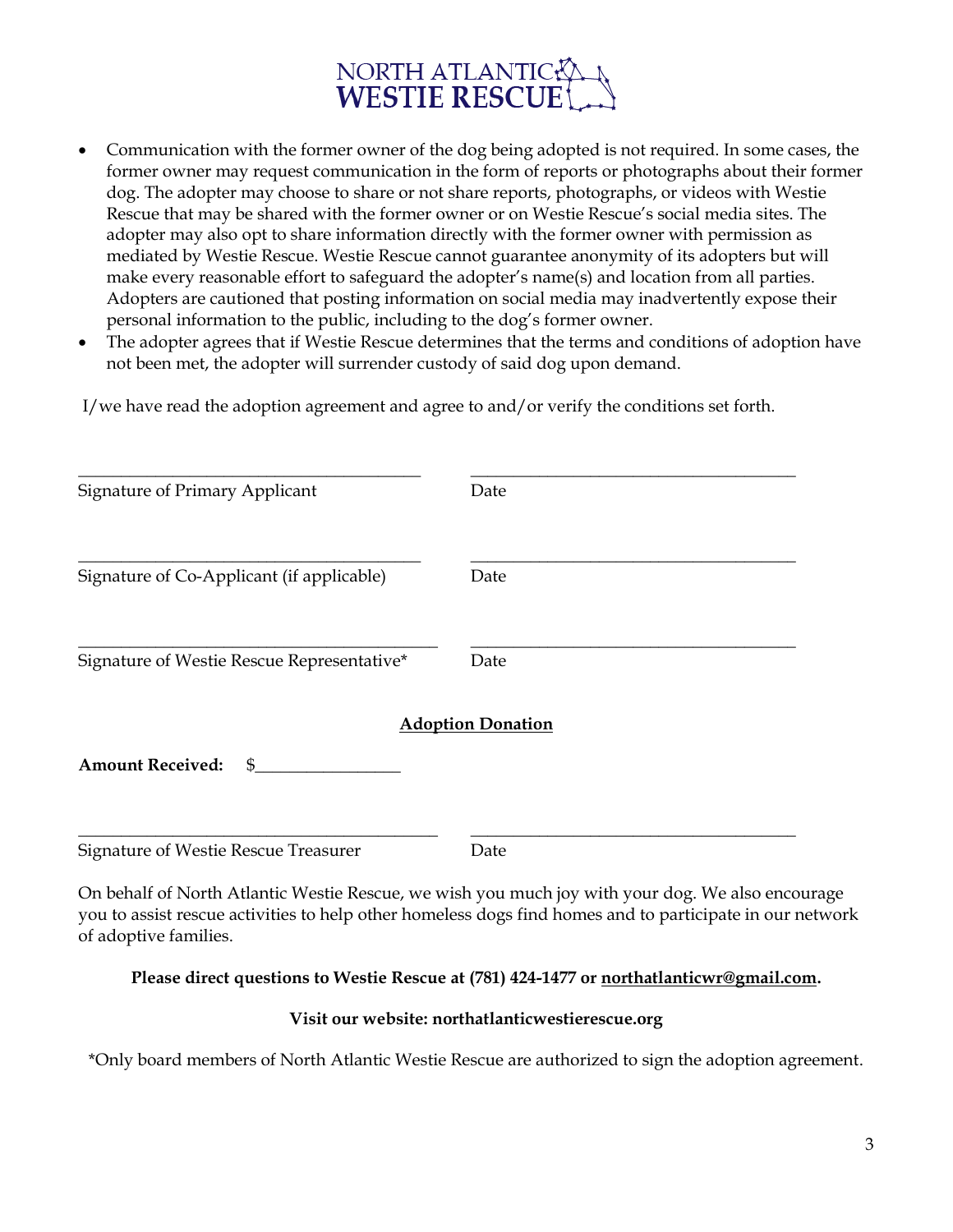- Communication with the former owner of the dog being adopted is not required. In some cases, the former owner may request communication in the form of reports or photographs about their former dog. The adopter may choose to share or not share reports, photographs, or videos with Westie Rescue that may be shared with the former owner or on Westie Rescue's social media sites. The adopter may also opt to share information directly with the former owner with permission as mediated by Westie Rescue. Westie Rescue cannot guarantee anonymity of its adopters but will make every reasonable effort to safeguard the adopter's name(s) and location from all parties. Adopters are cautioned that posting information on social media may inadvertently expose their personal information to the public, including to the dog's former owner.
- The adopter agrees that if Westie Rescue determines that the terms and conditions of adoption have not been met, the adopter will surrender custody of said dog upon demand.

I/we have read the adoption agreement and agree to and/or verify the conditions set forth.

_______________________________________ _______________________________________

Signature of Primary Applicant Date

_______________________________________ _______________________________________

Signature of Co-Applicant (if applicable) Date

_______________________________________ _______________________________________

Signature of Westie Rescue Representative* Date

**Adoption Donation**

**Amount Received:** $________________

_______________________________________ _______________________________________

Signature of Westie Rescue Treasurer Date

On behalf of North Atlantic Westie Rescue, we wish you much joy with your dog. We also encourage you to assist rescue activities to help other homeless dogs find homes and to participate in our network of adoptive families.

**Please direct questions to Westie Rescue at (781) 424-1477 or northatlanticwr@gmail.com.**

**Visit our website: northatlanticwestierescue.org**

*Only board members of North Atlantic Westie Rescue are authorized to sign the adoption agreement.